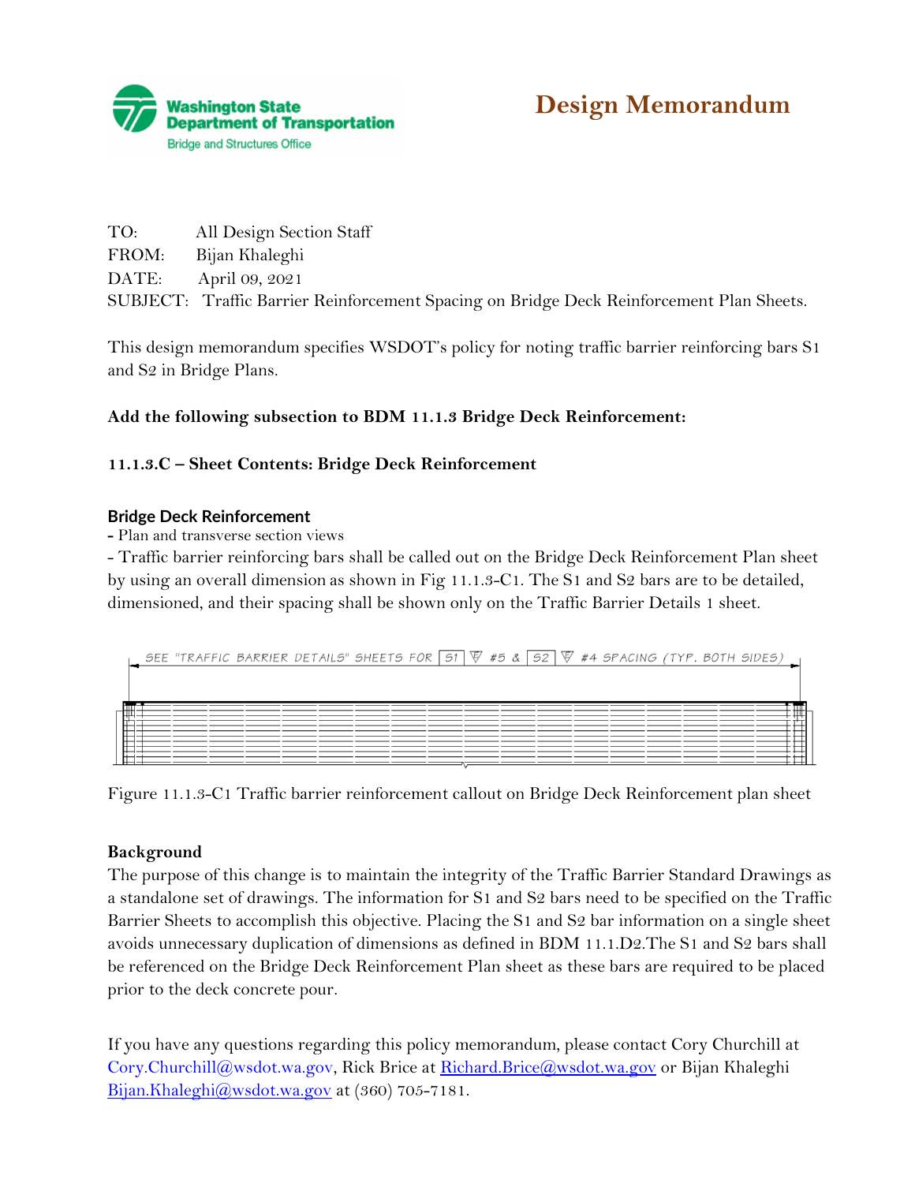Washington State Department of Transportation
Bridge and Structures Office

# Design Memorandum

TO: All Design Section Staff
FROM: Bijan Khaleghi
DATE: April 09, 2021
SUBJECT: Traffic Barrier Reinforcement Spacing on Bridge Deck Reinforcement Plan Sheets.

This design memorandum specifies WSDOT's policy for noting traffic barrier reinforcing bars S1 and S2 in Bridge Plans.

**Add the following subsection to BDM 11.1.3 Bridge Deck Reinforcement:**

### 11.1.3.C – Sheet Contents: Bridge Deck Reinforcement

**Bridge Deck Reinforcement**

- Plan and transverse section views
- Traffic barrier reinforcing bars shall be called out on the Bridge Deck Reinforcement Plan sheet by using an overall dimension as shown in Fig 11.1.3-C1. The S1 and S2 bars are to be detailed, dimensioned, and their spacing shall be shown only on the Traffic Barrier Details 1 sheet.

SEE "TRAFFIC BARRIER DETAILS" SHEETS FOR S1 #5 & S2 #4 SPACING (TYP. BOTH SIDES)

Figure 11.1.3-C1 Traffic barrier reinforcement callout on Bridge Deck Reinforcement plan sheet

**Background**

The purpose of this change is to maintain the integrity of the Traffic Barrier Standard Drawings as a standalone set of drawings. The information for S1 and S2 bars need to be specified on the Traffic Barrier Sheets to accomplish this objective. Placing the S1 and S2 bar information on a single sheet avoids unnecessary duplication of dimensions as defined in BDM 11.1.D2.The S1 and S2 bars shall be referenced on the Bridge Deck Reinforcement Plan sheet as these bars are required to be placed prior to the deck concrete pour.

If you have any questions regarding this policy memorandum, please contact Cory Churchill at Cory.Churchill@wsdot.wa.gov, Rick Brice at Richard.Brice@wsdot.wa.gov or Bijan Khaleghi Bijan.Khaleghi@wsdot.wa.gov at (360) 705-7181.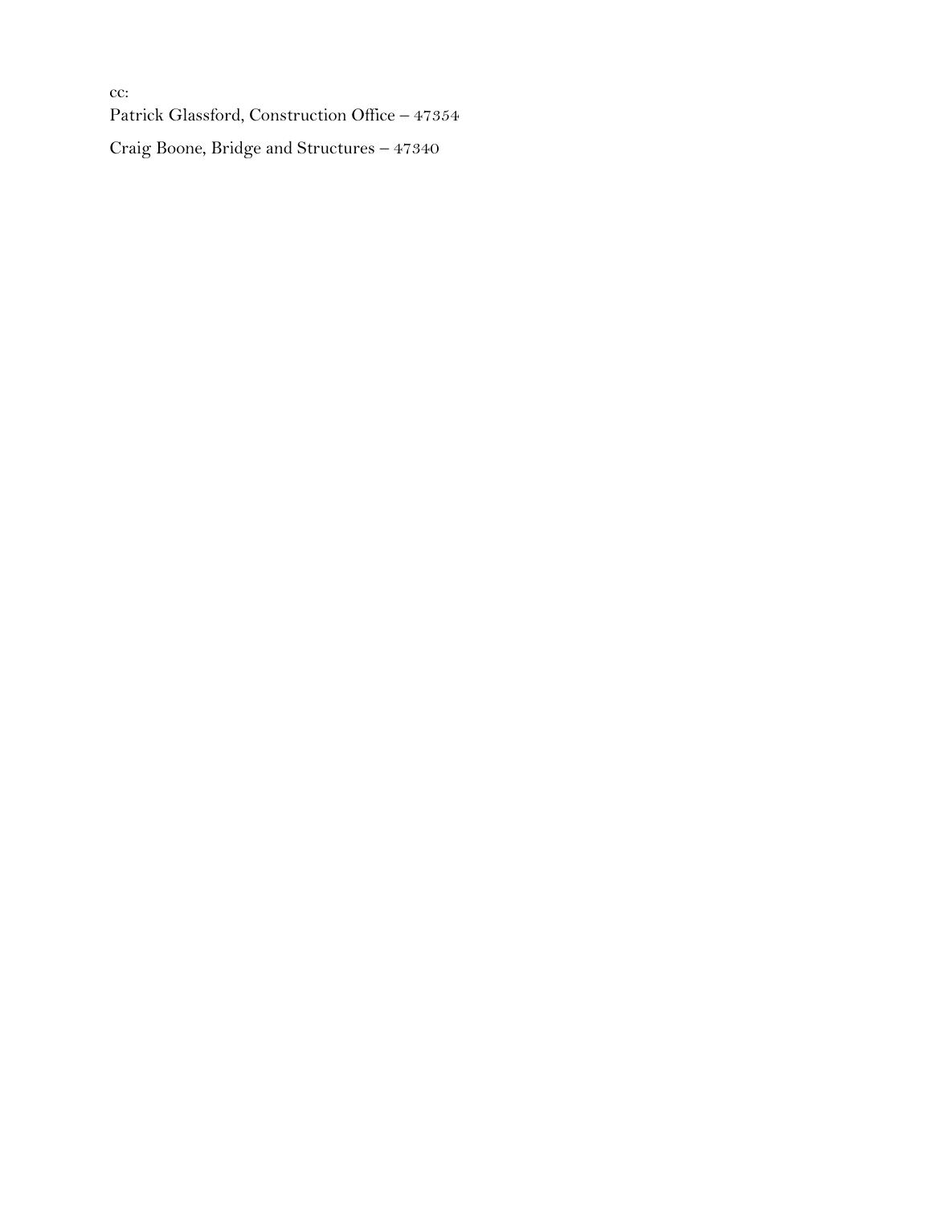cc:

Patrick Glassford, Construction Office – 47354

Craig Boone, Bridge and Structures – 47340